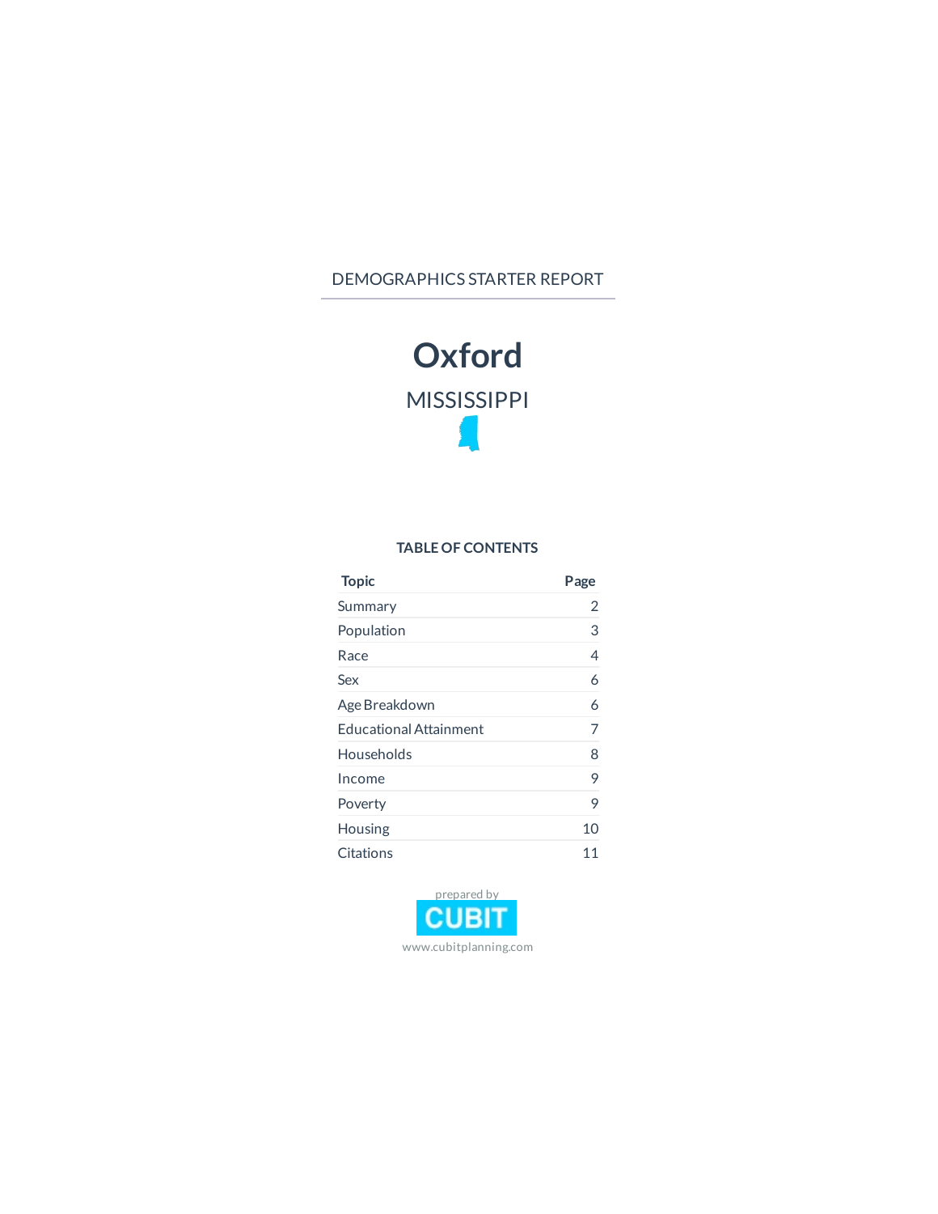DEMOGRAPHICS STARTER REPORT

# Oxford

## MISSISSIPPI

### TABLE OF CONTENTS

| Topic | Page |
|---|---|
| Summary | 2 |
| Population | 3 |
| Race | 4 |
| Sex | 6 |
| Age Breakdown | 6 |
| Educational Attainment | 7 |
| Households | 8 |
| Income | 9 |
| Poverty | 9 |
| Housing | 10 |
| Citations | 11 |

prepared by

CUBIT

www.cubitplanning.com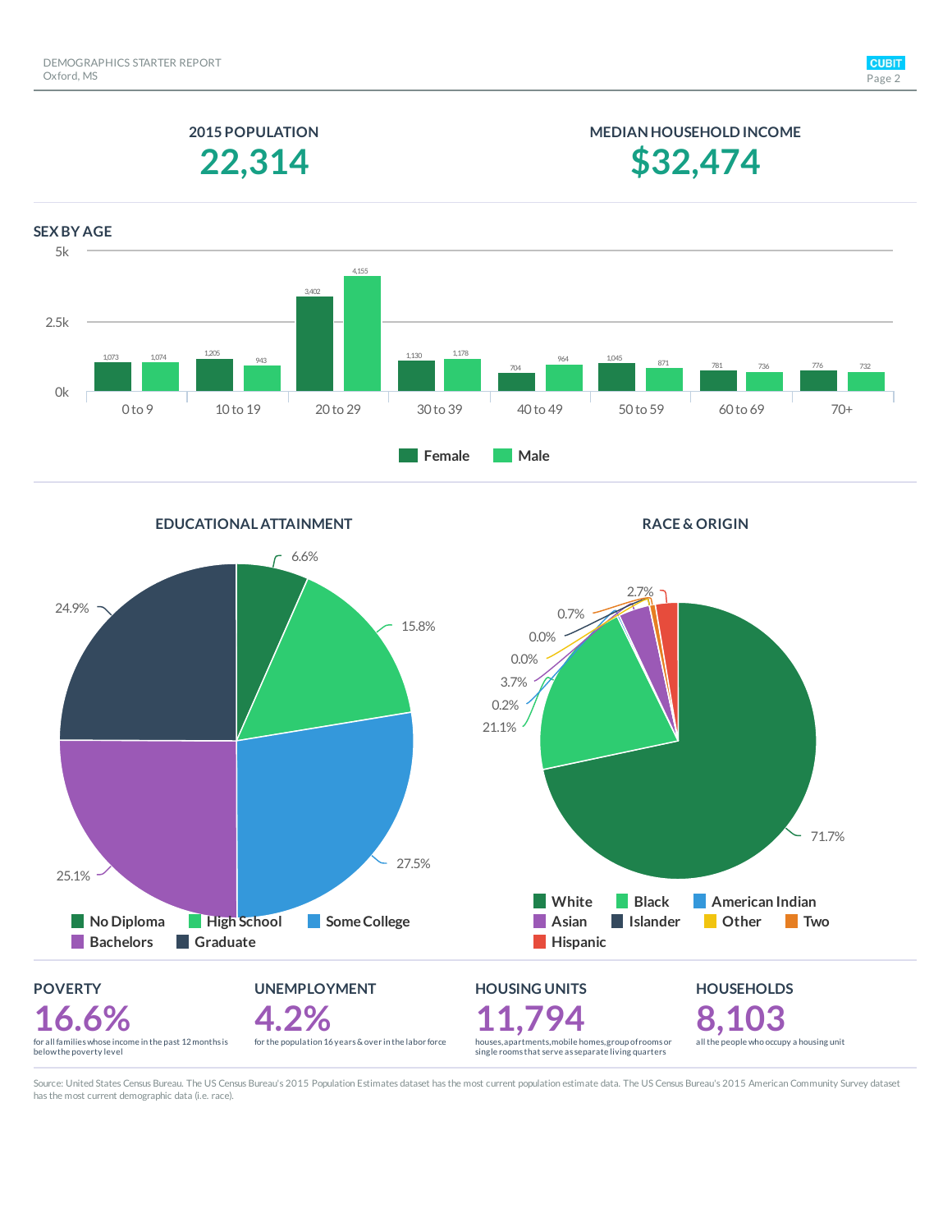## 2015 POPULATION

**22,314**

## MEDIAN HOUSEHOLD INCOME

**$32,474**

## SEX BY AGE

| Age | Female | Male |
|---|---|---|
| 0 to 9 | 1,073 | 1,074 |
| 10 to 19 | 1,205 | 943 |
| 20 to 29 | 3,402 | 4,155 |
| 30 to 39 | 1,130 | 1,178 |
| 40 to 49 | 704 | 964 |
| 50 to 59 | 1,045 | 871 |
| 60 to 69 | 781 | 736 |
| 70+ | 776 | 732 |

## EDUCATIONAL ATTAINMENT

| Category | Percent |
|---|---|
| No Diploma | 6.6% |
| High School | 15.8% |
| Some College | 27.5% |
| Bachelors | 25.1% |
| Graduate | 24.9% |

## RACE & ORIGIN

| Category | Percent |
|---|---|
| White | 71.7% |
| Black | 21.1% |
| American Indian | 0.2% |
| Asian | 3.7% |
| Islander | 0.0% |
| Other | 0.0% |
| Two | 0.7% |
| Hispanic | 2.7% |

## POVERTY

**16.6%**

for all families whose income in the past 12 months is below the poverty level

## UNEMPLOYMENT

**4.2%**

for the population 16 years & over in the labor force

## HOUSING UNITS

**11,794**

houses, apartments, mobile homes, group of rooms or single rooms that serve as separate living quarters

## HOUSEHOLDS

**8,103**

all the people who occupy a housing unit

Source: United States Census Bureau. The US Census Bureau's 2015 Population Estimates dataset has the most current population estimate data. The US Census Bureau's 2015 American Community Survey dataset has the most current demographic data (i.e. race).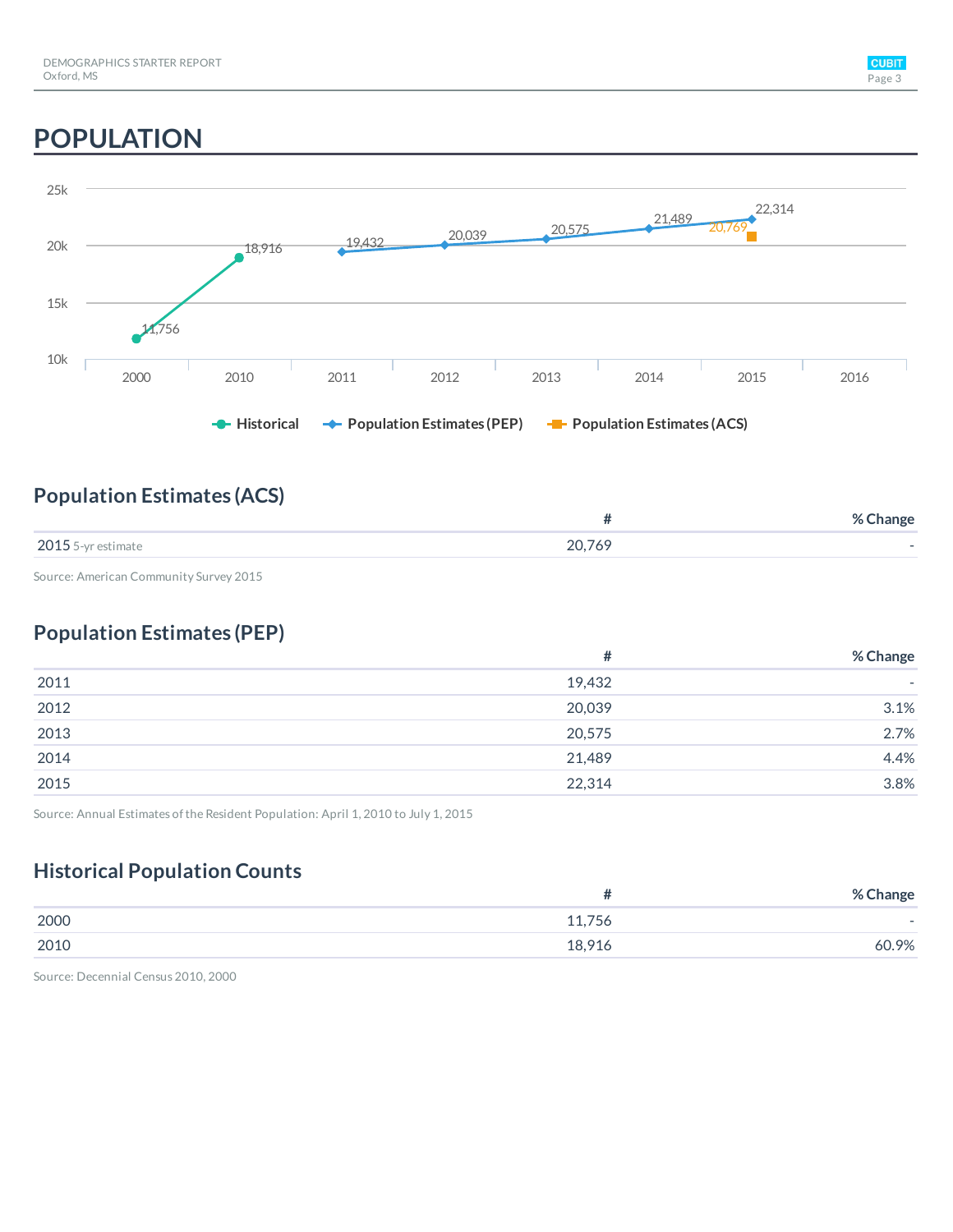# POPULATION

## Population Estimates (ACS)

| | # | % Change |
|---|---|---|
| 2015 5-yr estimate | 20,769 | - |

Source: American Community Survey 2015

## Population Estimates (PEP)

| | # | % Change |
|---|---|---|
| 2011 | 19,432 | - |
| 2012 | 20,039 | 3.1% |
| 2013 | 20,575 | 2.7% |
| 2014 | 21,489 | 4.4% |
| 2015 | 22,314 | 3.8% |

Source: Annual Estimates of the Resident Population: April 1, 2010 to July 1, 2015

## Historical Population Counts

| | # | % Change |
|---|---|---|
| 2000 | 11,756 | - |
| 2010 | 18,916 | 60.9% |

Source: Decennial Census 2010, 2000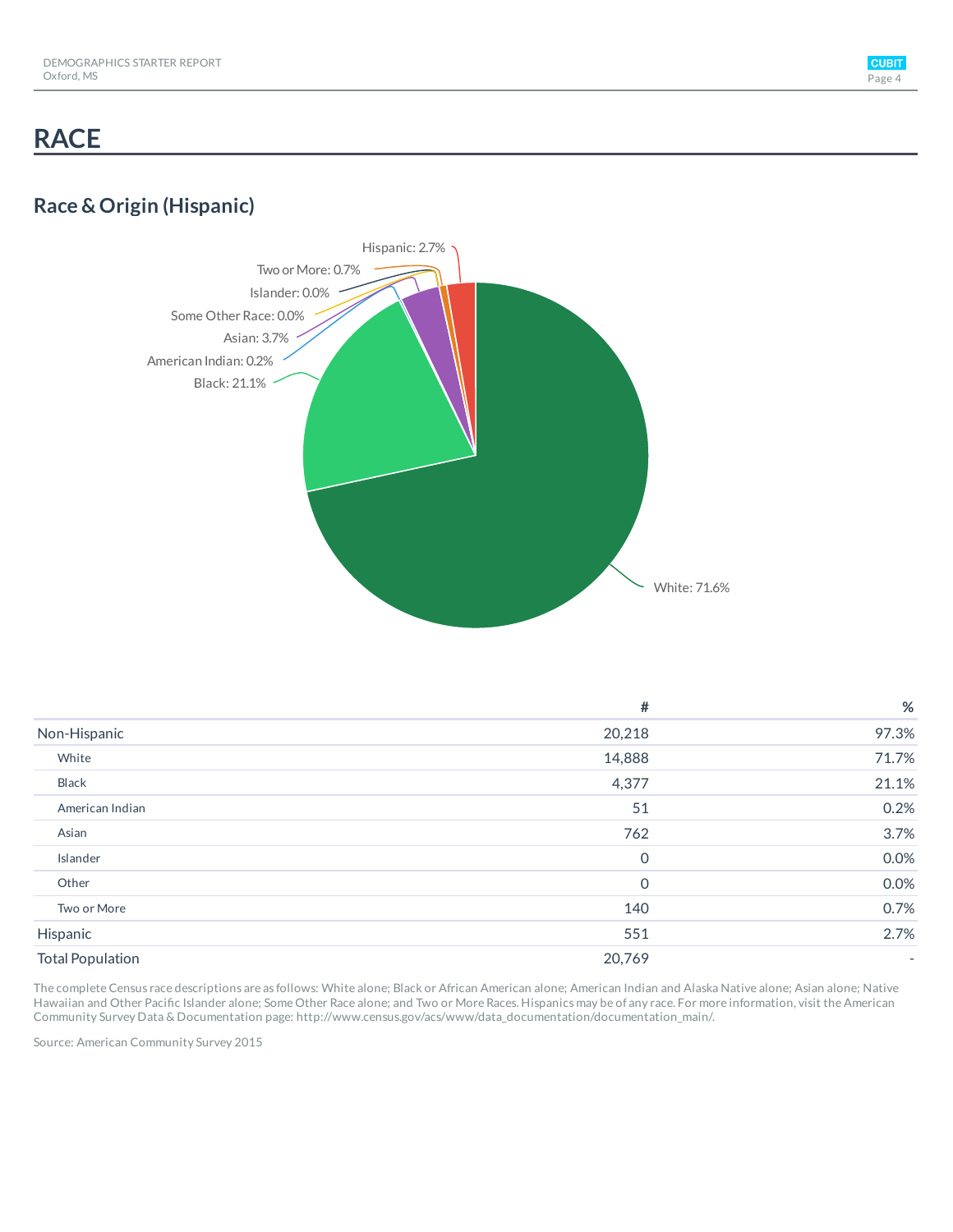# RACE

## Race & Origin (Hispanic)

Hispanic: 2.7%
Two or More: 0.7%
Islander: 0.0%
Some Other Race: 0.0%
Asian: 3.7%
American Indian: 0.2%
Black: 21.1%
White: 71.6%

| | # | % |
|---|---|---|
| Non-Hispanic | 20,218 | 97.3% |
| White | 14,888 | 71.7% |
| Black | 4,377 | 21.1% |
| American Indian | 51 | 0.2% |
| Asian | 762 | 3.7% |
| Islander | 0 | 0.0% |
| Other | 0 | 0.0% |
| Two or More | 140 | 0.7% |
| Hispanic | 551 | 2.7% |
| Total Population | 20,769 | - |

The complete Census race descriptions are as follows: White alone; Black or African American alone; American Indian and Alaska Native alone; Asian alone; Native Hawaiian and Other Pacific Islander alone; Some Other Race alone; and Two or More Races. Hispanics may be of any race. For more information, visit the American Community Survey Data & Documentation page: http://www.census.gov/acs/www/data_documentation/documentation_main/.

Source: American Community Survey 2015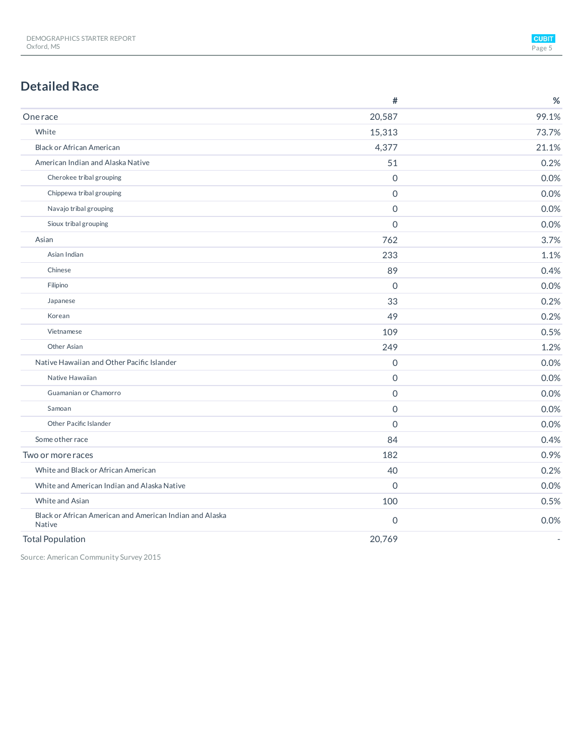## Detailed Race

| | # | % |
|---|---|---|
| One race | 20,587 | 99.1% |
| White | 15,313 | 73.7% |
| Black or African American | 4,377 | 21.1% |
| American Indian and Alaska Native | 51 | 0.2% |
| Cherokee tribal grouping | 0 | 0.0% |
| Chippewa tribal grouping | 0 | 0.0% |
| Navajo tribal grouping | 0 | 0.0% |
| Sioux tribal grouping | 0 | 0.0% |
| Asian | 762 | 3.7% |
| Asian Indian | 233 | 1.1% |
| Chinese | 89 | 0.4% |
| Filipino | 0 | 0.0% |
| Japanese | 33 | 0.2% |
| Korean | 49 | 0.2% |
| Vietnamese | 109 | 0.5% |
| Other Asian | 249 | 1.2% |
| Native Hawaiian and Other Pacific Islander | 0 | 0.0% |
| Native Hawaiian | 0 | 0.0% |
| Guamanian or Chamorro | 0 | 0.0% |
| Samoan | 0 | 0.0% |
| Other Pacific Islander | 0 | 0.0% |
| Some other race | 84 | 0.4% |
| Two or more races | 182 | 0.9% |
| White and Black or African American | 40 | 0.2% |
| White and American Indian and Alaska Native | 0 | 0.0% |
| White and Asian | 100 | 0.5% |
| Black or African American and American Indian and Alaska Native | 0 | 0.0% |
| Total Population | 20,769 | - |

Source: American Community Survey 2015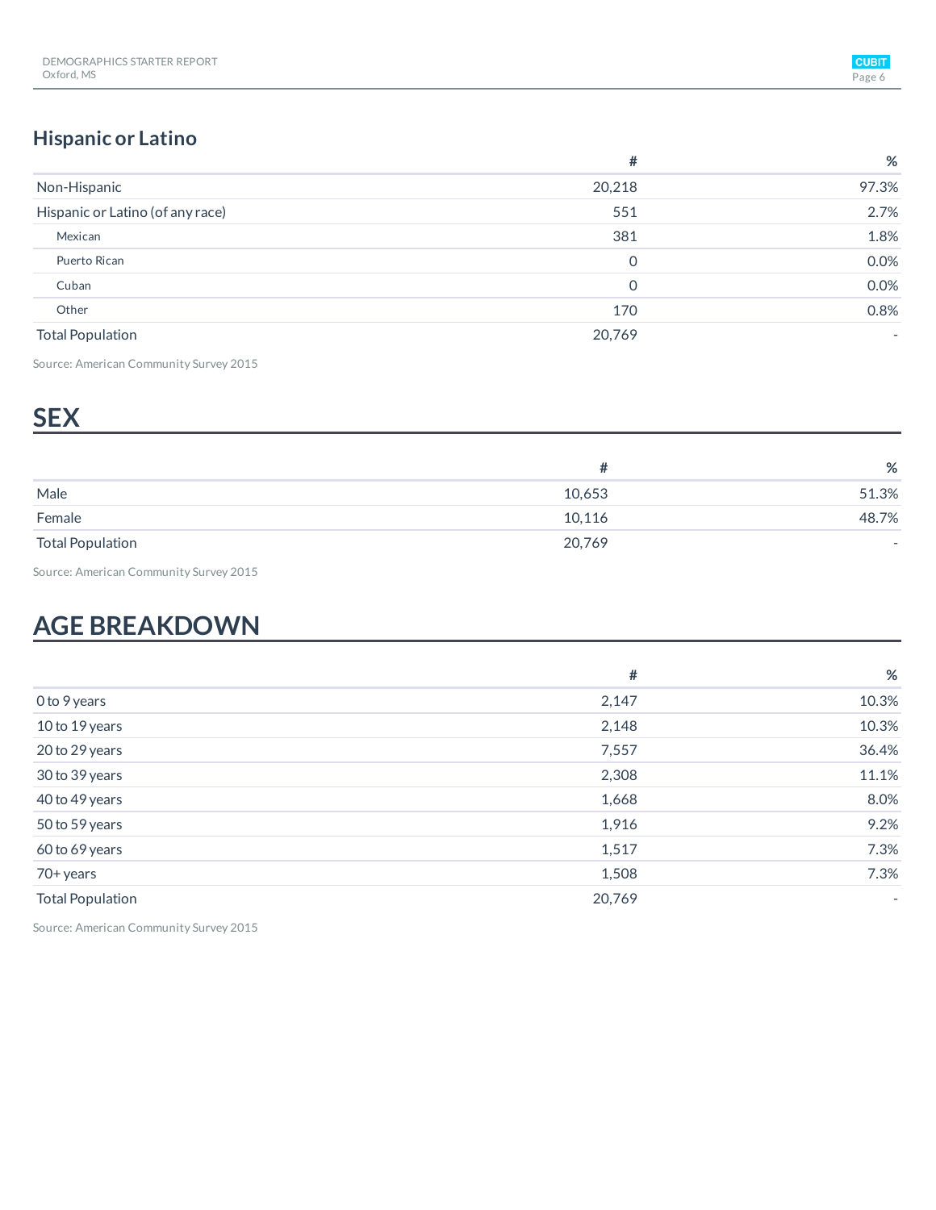## Hispanic or Latino

| | # | % |
|---|---|---|
| Non-Hispanic | 20,218 | 97.3% |
| Hispanic or Latino (of any race) | 551 | 2.7% |
| Mexican | 381 | 1.8% |
| Puerto Rican | 0 | 0.0% |
| Cuban | 0 | 0.0% |
| Other | 170 | 0.8% |
| Total Population | 20,769 | - |

Source: American Community Survey 2015

# SEX

| | # | % |
|---|---|---|
| Male | 10,653 | 51.3% |
| Female | 10,116 | 48.7% |
| Total Population | 20,769 | - |

Source: American Community Survey 2015

# AGE BREAKDOWN

| | # | % |
|---|---|---|
| 0 to 9 years | 2,147 | 10.3% |
| 10 to 19 years | 2,148 | 10.3% |
| 20 to 29 years | 7,557 | 36.4% |
| 30 to 39 years | 2,308 | 11.1% |
| 40 to 49 years | 1,668 | 8.0% |
| 50 to 59 years | 1,916 | 9.2% |
| 60 to 69 years | 1,517 | 7.3% |
| 70+ years | 1,508 | 7.3% |
| Total Population | 20,769 | - |

Source: American Community Survey 2015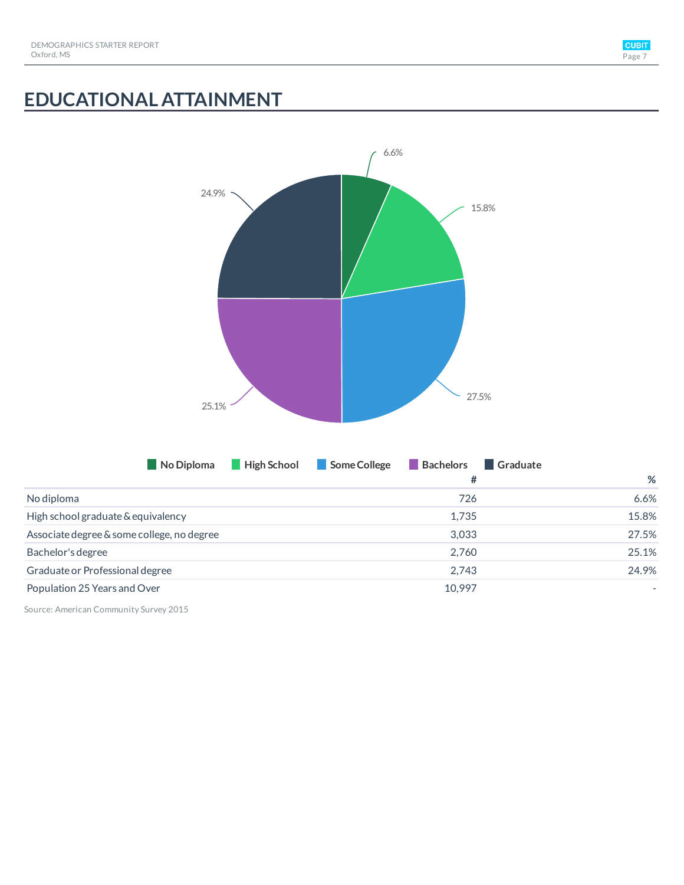# EDUCATIONAL ATTAINMENT

| | # | % |
|---|---|---|
| No diploma | 726 | 6.6% |
| High school graduate & equivalency | 1,735 | 15.8% |
| Associate degree & some college, no degree | 3,033 | 27.5% |
| Bachelor's degree | 2,760 | 25.1% |
| Graduate or Professional degree | 2,743 | 24.9% |
| Population 25 Years and Over | 10,997 | - |

Source: American Community Survey 2015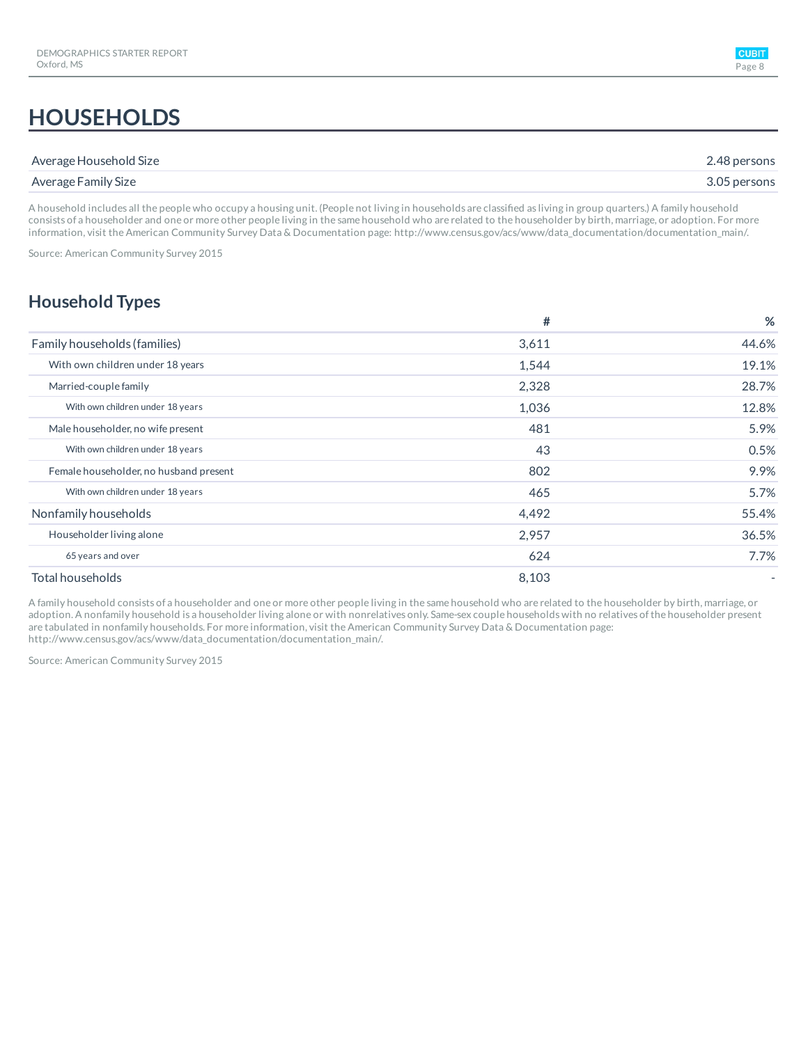# HOUSEHOLDS

| | |
|---|---|
| Average Household Size | 2.48 persons |
| Average Family Size | 3.05 persons |

A household includes all the people who occupy a housing unit. (People not living in households are classified as living in group quarters.) A family household consists of a householder and one or more other people living in the same household who are related to the householder by birth, marriage, or adoption. For more information, visit the American Community Survey Data & Documentation page: http://www.census.gov/acs/www/data_documentation/documentation_main/.

Source: American Community Survey 2015

## Household Types

| | # | % |
|---|---|---|
| Family households (families) | 3,611 | 44.6% |
| With own children under 18 years | 1,544 | 19.1% |
| Married-couple family | 2,328 | 28.7% |
| With own children under 18 years | 1,036 | 12.8% |
| Male householder, no wife present | 481 | 5.9% |
| With own children under 18 years | 43 | 0.5% |
| Female householder, no husband present | 802 | 9.9% |
| With own children under 18 years | 465 | 5.7% |
| Nonfamily households | 4,492 | 55.4% |
| Householder living alone | 2,957 | 36.5% |
| 65 years and over | 624 | 7.7% |
| Total households | 8,103 | - |

A family household consists of a householder and one or more other people living in the same household who are related to the householder by birth, marriage, or adoption. A nonfamily household is a householder living alone or with nonrelatives only. Same-sex couple households with no relatives of the householder present are tabulated in nonfamily households. For more information, visit the American Community Survey Data & Documentation page: http://www.census.gov/acs/www/data_documentation/documentation_main/.

Source: American Community Survey 2015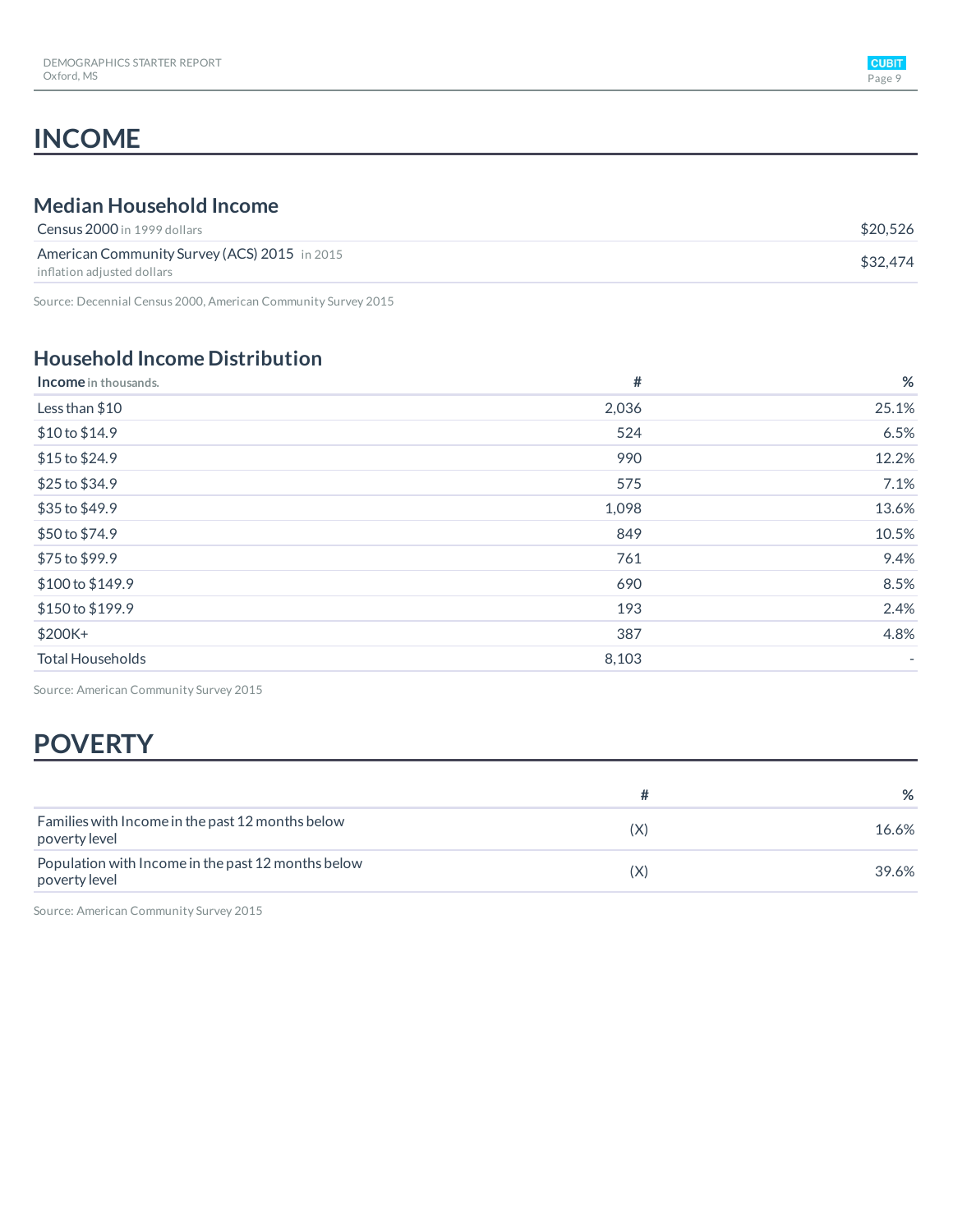# INCOME

## Median Household Income

| | |
|---|---|
| Census 2000 in 1999 dollars | $20,526 |
| American Community Survey (ACS) 2015 in 2015 inflation adjusted dollars | $32,474 |

Source: Decennial Census 2000, American Community Survey 2015

## Household Income Distribution

| Income in thousands. | # | % |
|---|---|---|
| Less than $10 | 2,036 | 25.1% |
| $10 to $14.9 | 524 | 6.5% |
| $15 to $24.9 | 990 | 12.2% |
| $25 to $34.9 | 575 | 7.1% |
| $35 to $49.9 | 1,098 | 13.6% |
| $50 to $74.9 | 849 | 10.5% |
| $75 to $99.9 | 761 | 9.4% |
| $100 to $149.9 | 690 | 8.5% |
| $150 to $199.9 | 193 | 2.4% |
| $200K+ | 387 | 4.8% |
| Total Households | 8,103 | - |

Source: American Community Survey 2015

# POVERTY

| | # | % |
|---|---|---|
| Families with Income in the past 12 months below poverty level | (X) | 16.6% |
| Population with Income in the past 12 months below poverty level | (X) | 39.6% |

Source: American Community Survey 2015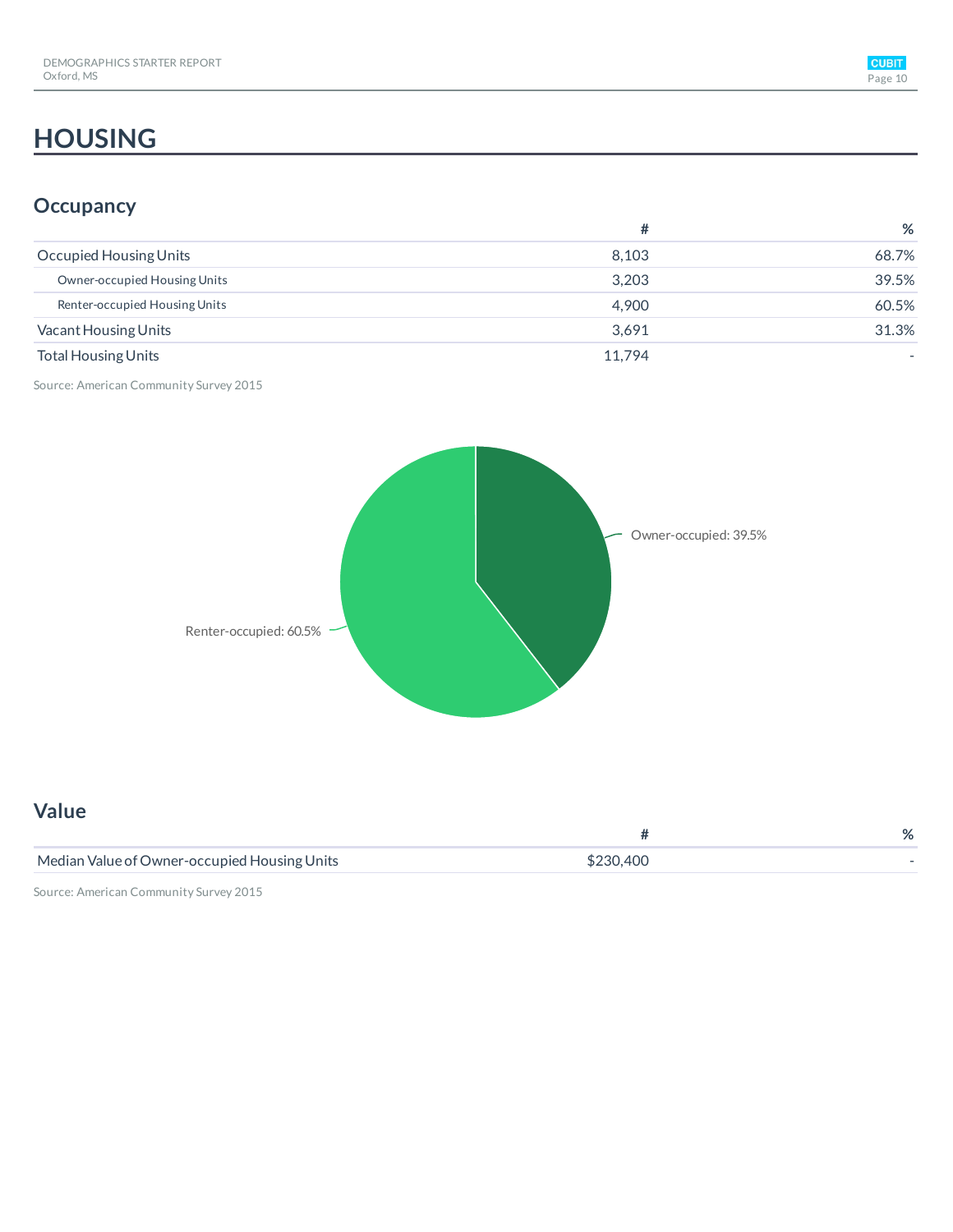# HOUSING

## Occupancy

| | # | % |
|---|---|---|
| Occupied Housing Units | 8,103 | 68.7% |
| Owner-occupied Housing Units | 3,203 | 39.5% |
| Renter-occupied Housing Units | 4,900 | 60.5% |
| Vacant Housing Units | 3,691 | 31.3% |
| Total Housing Units | 11,794 | - |

Source: American Community Survey 2015

Owner-occupied: 39.5%

Renter-occupied: 60.5%

## Value

| | # | % |
|---|---|---|
| Median Value of Owner-occupied Housing Units | $230,400 | - |

Source: American Community Survey 2015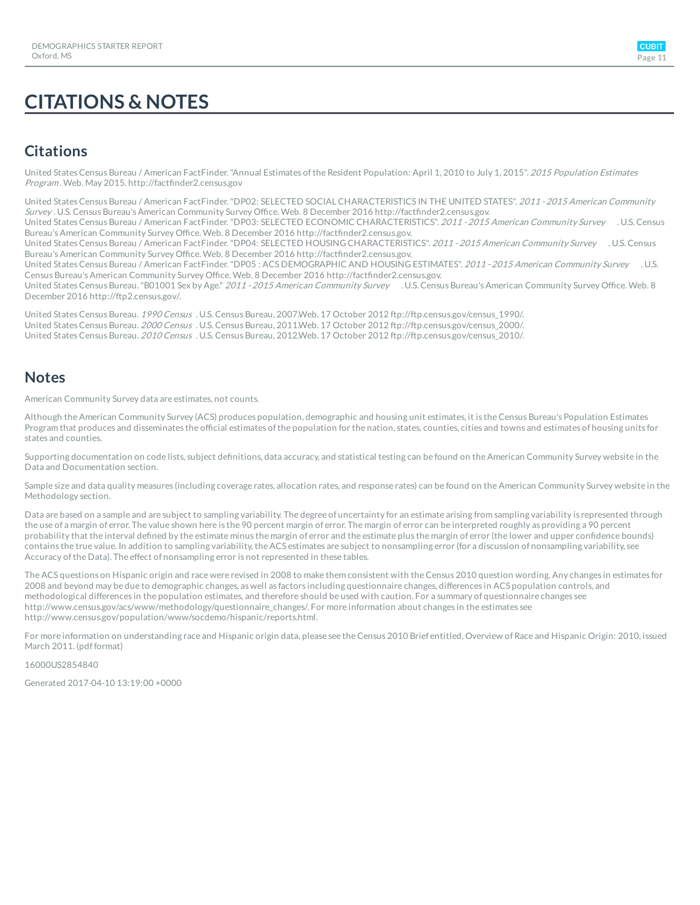# CITATIONS & NOTES

## Citations

United States Census Bureau / American FactFinder. "Annual Estimates of the Resident Population: April 1, 2010 to July 1, 2015". *2015 Population Estimates Program*. Web. May 2015. http://factfinder2.census.gov

United States Census Bureau / American FactFinder. "DP02: SELECTED SOCIAL CHARACTERISTICS IN THE UNITED STATES". *2011 - 2015 American Community Survey*. U.S. Census Bureau's American Community Survey Office. Web. 8 December 2016 http://factfinder2.census.gov.
United States Census Bureau / American FactFinder. "DP03: SELECTED ECONOMIC CHARACTERISTICS". *2011 - 2015 American Community Survey*. U.S. Census Bureau's American Community Survey Office. Web. 8 December 2016 http://factfinder2.census.gov.
United States Census Bureau / American FactFinder. "DP04: SELECTED HOUSING CHARACTERISTICS". *2011 - 2015 American Community Survey*. U.S. Census Bureau's American Community Survey Office. Web. 8 December 2016 http://factfinder2.census.gov.
United States Census Bureau / American FactFinder. "DP05 : ACS DEMOGRAPHIC AND HOUSING ESTIMATES". *2011 - 2015 American Community Survey*. U.S. Census Bureau's American Community Survey Office. Web. 8 December 2016 http://factfinder2.census.gov.
United States Census Bureau. "B01001 Sex by Age." *2011 - 2015 American Community Survey*. U.S. Census Bureau's American Community Survey Office. Web. 8 December 2016 http://ftp2.census.gov/.

United States Census Bureau. *1990 Census*. U.S. Census Bureau, 2007.Web. 17 October 2012 ftp://ftp.census.gov/census_1990/.
United States Census Bureau. *2000 Census*. U.S. Census Bureau, 2011.Web. 17 October 2012 ftp://ftp.census.gov/census_2000/.
United States Census Bureau. *2010 Census*. U.S. Census Bureau, 2012.Web. 17 October 2012 ftp://ftp.census.gov/census_2010/.

## Notes

American Community Survey data are estimates, not counts.

Although the American Community Survey (ACS) produces population, demographic and housing unit estimates, it is the Census Bureau's Population Estimates Program that produces and disseminates the official estimates of the population for the nation, states, counties, cities and towns and estimates of housing units for states and counties.

Supporting documentation on code lists, subject definitions, data accuracy, and statistical testing can be found on the American Community Survey website in the Data and Documentation section.

Sample size and data quality measures (including coverage rates, allocation rates, and response rates) can be found on the American Community Survey website in the Methodology section.

Data are based on a sample and are subject to sampling variability. The degree of uncertainty for an estimate arising from sampling variability is represented through the use of a margin of error. The value shown here is the 90 percent margin of error. The margin of error can be interpreted roughly as providing a 90 percent probability that the interval defined by the estimate minus the margin of error and the estimate plus the margin of error (the lower and upper confidence bounds) contains the true value. In addition to sampling variability, the ACS estimates are subject to nonsampling error (for a discussion of nonsampling variability, see Accuracy of the Data). The effect of nonsampling error is not represented in these tables.

The ACS questions on Hispanic origin and race were revised in 2008 to make them consistent with the Census 2010 question wording. Any changes in estimates for 2008 and beyond may be due to demographic changes, as well as factors including questionnaire changes, differences in ACS population controls, and methodological differences in the population estimates, and therefore should be used with caution. For a summary of questionnaire changes see http://www.census.gov/acs/www/methodology/questionnaire_changes/. For more information about changes in the estimates see http://www.census.gov/population/www/socdemo/hispanic/reports.html.

For more information on understanding race and Hispanic origin data, please see the Census 2010 Brief entitled, Overview of Race and Hispanic Origin: 2010, issued March 2011. (pdf format)

16000US2854840

Generated 2017-04-10 13:19:00 +0000